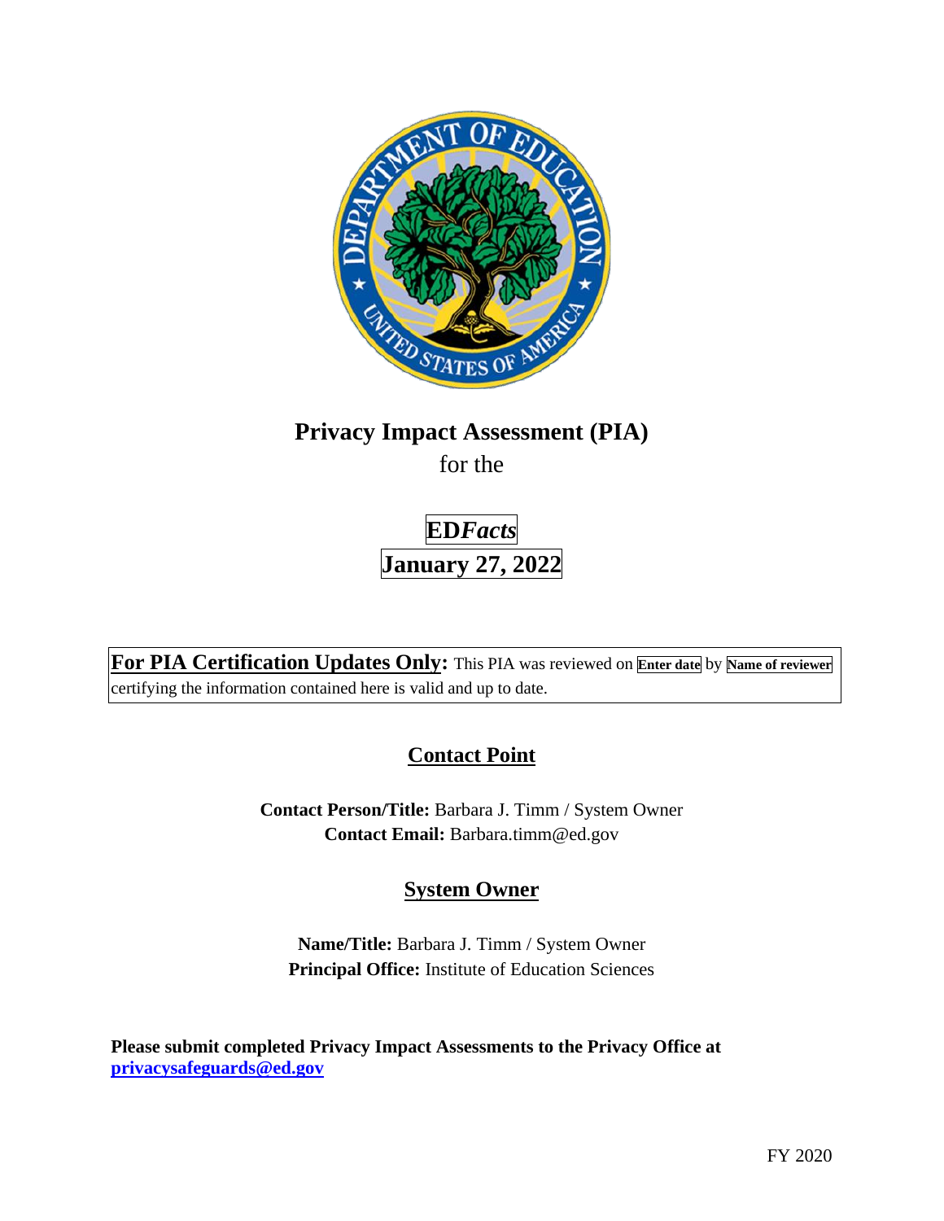# Privacy Impact Assessment (PIA)

for the

## ED*Facts*

## January 27, 2022

**For PIA Certification Updates Only:** This PIA was reviewed on **Enter date** by **Name of reviewer** certifying the information contained here is valid and up to date.

## Contact Point

**Contact Person/Title:** Barbara J. Timm / System Owner
**Contact Email:** Barbara.timm@ed.gov

## System Owner

**Name/Title:** Barbara J. Timm / System Owner
**Principal Office:** Institute of Education Sciences

**Please submit completed Privacy Impact Assessments to the Privacy Office at privacysafeguards@ed.gov**

FY 2020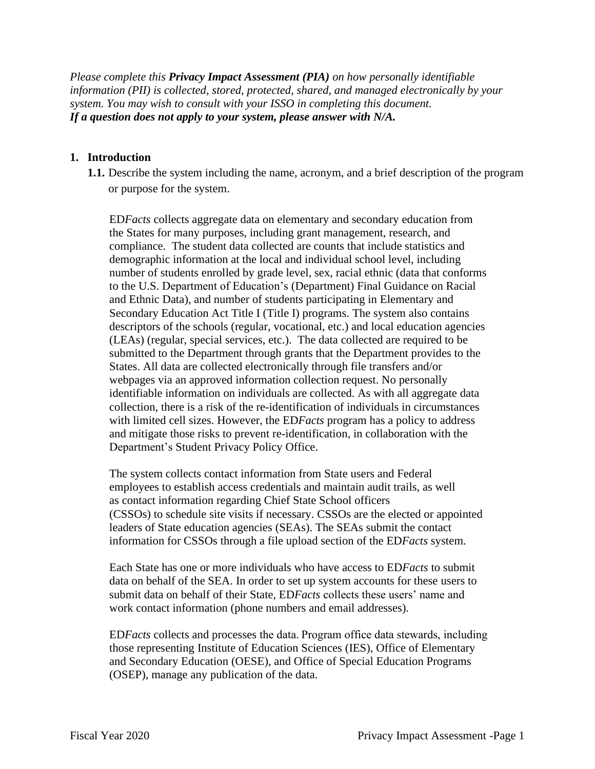*Please complete this **Privacy Impact Assessment (PIA)** on how personally identifiable information (PII) is collected, stored, protected, shared, and managed electronically by your system. You may wish to consult with your ISSO in completing this document.*
***If a question does not apply to your system, please answer with N/A.***

## 1. Introduction

**1.1.** Describe the system including the name, acronym, and a brief description of the program or purpose for the system.

ED*Facts* collects aggregate data on elementary and secondary education from the States for many purposes, including grant management, research, and compliance. The student data collected are counts that include statistics and demographic information at the local and individual school level, including number of students enrolled by grade level, sex, racial ethnic (data that conforms to the U.S. Department of Education's (Department) Final Guidance on Racial and Ethnic Data), and number of students participating in Elementary and Secondary Education Act Title I (Title I) programs. The system also contains descriptors of the schools (regular, vocational, etc.) and local education agencies (LEAs) (regular, special services, etc.). The data collected are required to be submitted to the Department through grants that the Department provides to the States. All data are collected electronically through file transfers and/or webpages via an approved information collection request. No personally identifiable information on individuals are collected. As with all aggregate data collection, there is a risk of the re-identification of individuals in circumstances with limited cell sizes. However, the ED*Facts* program has a policy to address and mitigate those risks to prevent re-identification, in collaboration with the Department's Student Privacy Policy Office.

The system collects contact information from State users and Federal employees to establish access credentials and maintain audit trails, as well as contact information regarding Chief State School officers (CSSOs) to schedule site visits if necessary. CSSOs are the elected or appointed leaders of State education agencies (SEAs). The SEAs submit the contact information for CSSOs through a file upload section of the ED*Facts* system.

Each State has one or more individuals who have access to ED*Facts* to submit data on behalf of the SEA. In order to set up system accounts for these users to submit data on behalf of their State, ED*Facts* collects these users' name and work contact information (phone numbers and email addresses).

ED*Facts* collects and processes the data. Program office data stewards, including those representing Institute of Education Sciences (IES), Office of Elementary and Secondary Education (OESE), and Office of Special Education Programs (OSEP), manage any publication of the data.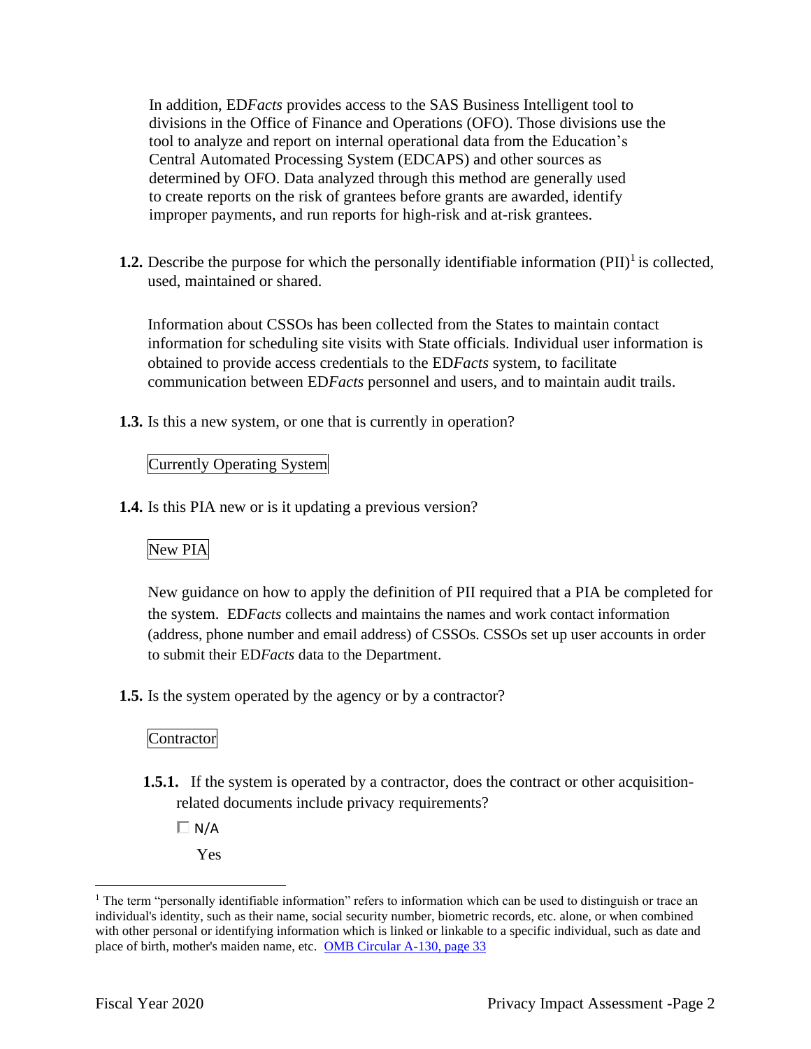In addition, ED*Facts* provides access to the SAS Business Intelligent tool to divisions in the Office of Finance and Operations (OFO). Those divisions use the tool to analyze and report on internal operational data from the Education's Central Automated Processing System (EDCAPS) and other sources as determined by OFO. Data analyzed through this method are generally used to create reports on the risk of grantees before grants are awarded, identify improper payments, and run reports for high-risk and at-risk grantees.

**1.2.** Describe the purpose for which the personally identifiable information (PII)[1] is collected, used, maintained or shared.

Information about CSSOs has been collected from the States to maintain contact information for scheduling site visits with State officials. Individual user information is obtained to provide access credentials to the ED*Facts* system, to facilitate communication between ED*Facts* personnel and users, and to maintain audit trails.

**1.3.** Is this a new system, or one that is currently in operation?

Currently Operating System

**1.4.** Is this PIA new or is it updating a previous version?

New PIA

New guidance on how to apply the definition of PII required that a PIA be completed for the system. ED*Facts* collects and maintains the names and work contact information (address, phone number and email address) of CSSOs. CSSOs set up user accounts in order to submit their ED*Facts* data to the Department.

**1.5.** Is the system operated by the agency or by a contractor?

Contractor

**1.5.1.** If the system is operated by a contractor, does the contract or other acquisition-related documents include privacy requirements?

☐ N/A

Yes

---

[1] The term "personally identifiable information" refers to information which can be used to distinguish or trace an individual's identity, such as their name, social security number, biometric records, etc. alone, or when combined with other personal or identifying information which is linked or linkable to a specific individual, such as date and place of birth, mother's maiden name, etc. OMB Circular A-130, page 33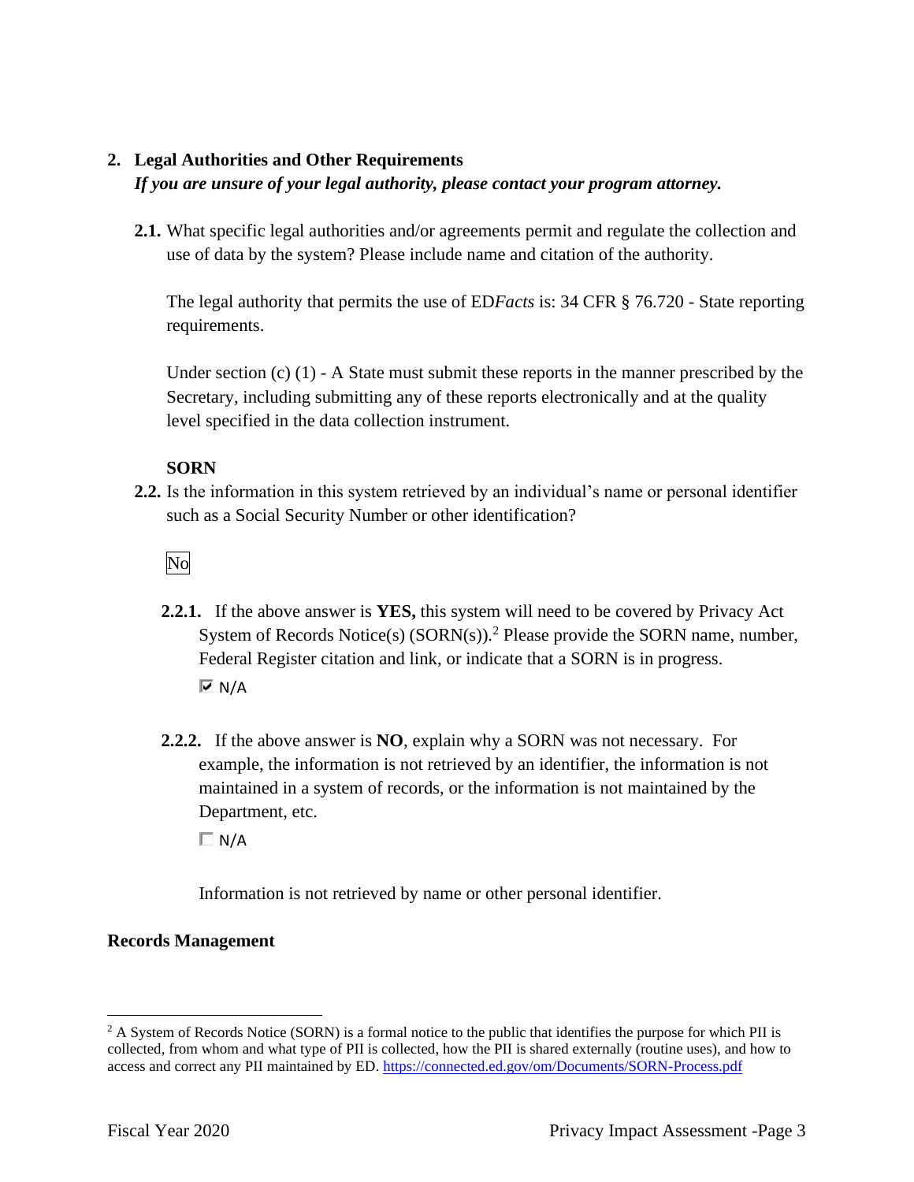## 2. Legal Authorities and Other Requirements

***If you are unsure of your legal authority, please contact your program attorney.***

**2.1.** What specific legal authorities and/or agreements permit and regulate the collection and use of data by the system? Please include name and citation of the authority.

The legal authority that permits the use of ED*Facts* is: 34 CFR § 76.720 - State reporting requirements.

Under section (c) (1) - A State must submit these reports in the manner prescribed by the Secretary, including submitting any of these reports electronically and at the quality level specified in the data collection instrument.

**SORN**

**2.2.** Is the information in this system retrieved by an individual's name or personal identifier such as a Social Security Number or other identification?

No

**2.2.1.** If the above answer is **YES,** this system will need to be covered by Privacy Act System of Records Notice(s) (SORN(s)).[2] Please provide the SORN name, number, Federal Register citation and link, or indicate that a SORN is in progress.

☑ N/A

**2.2.2.** If the above answer is **NO**, explain why a SORN was not necessary. For example, the information is not retrieved by an identifier, the information is not maintained in a system of records, or the information is not maintained by the Department, etc.

☐ N/A

Information is not retrieved by name or other personal identifier.

**Records Management**

[2] A System of Records Notice (SORN) is a formal notice to the public that identifies the purpose for which PII is collected, from whom and what type of PII is collected, how the PII is shared externally (routine uses), and how to access and correct any PII maintained by ED. https://connected.ed.gov/om/Documents/SORN-Process.pdf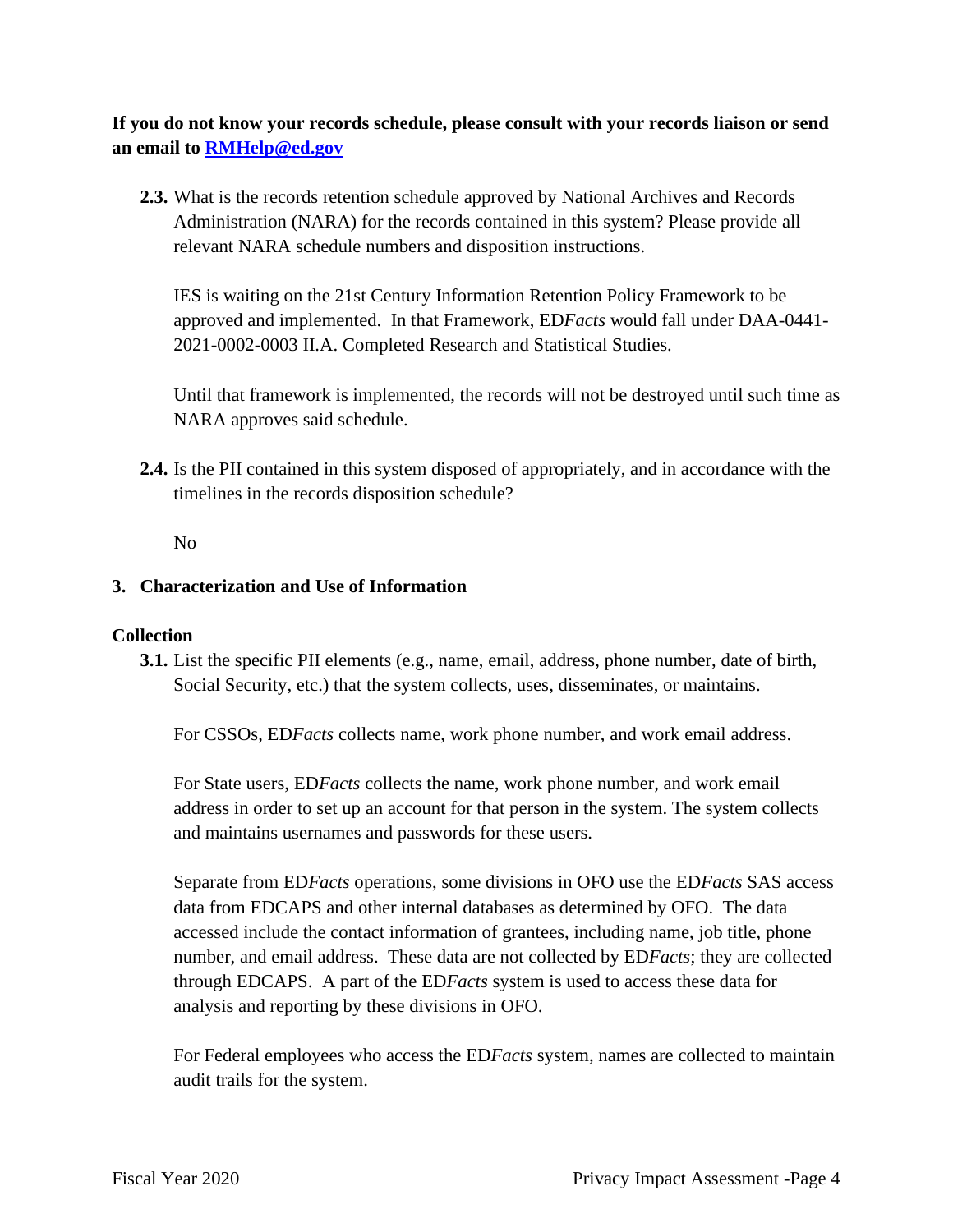**If you do not know your records schedule, please consult with your records liaison or send an email to [RMHelp@ed.gov](mailto:RMHelp@ed.gov)**

**2.3.** What is the records retention schedule approved by National Archives and Records Administration (NARA) for the records contained in this system? Please provide all relevant NARA schedule numbers and disposition instructions.

IES is waiting on the 21st Century Information Retention Policy Framework to be approved and implemented. In that Framework, ED*Facts* would fall under DAA-0441-2021-0002-0003 II.A. Completed Research and Statistical Studies.

Until that framework is implemented, the records will not be destroyed until such time as NARA approves said schedule.

**2.4.** Is the PII contained in this system disposed of appropriately, and in accordance with the timelines in the records disposition schedule?

No

## 3. Characterization and Use of Information

### Collection

**3.1.** List the specific PII elements (e.g., name, email, address, phone number, date of birth, Social Security, etc.) that the system collects, uses, disseminates, or maintains.

For CSSOs, ED*Facts* collects name, work phone number, and work email address.

For State users, ED*Facts* collects the name, work phone number, and work email address in order to set up an account for that person in the system. The system collects and maintains usernames and passwords for these users.

Separate from ED*Facts* operations, some divisions in OFO use the ED*Facts* SAS access data from EDCAPS and other internal databases as determined by OFO. The data accessed include the contact information of grantees, including name, job title, phone number, and email address. These data are not collected by ED*Facts*; they are collected through EDCAPS. A part of the ED*Facts* system is used to access these data for analysis and reporting by these divisions in OFO.

For Federal employees who access the ED*Facts* system, names are collected to maintain audit trails for the system.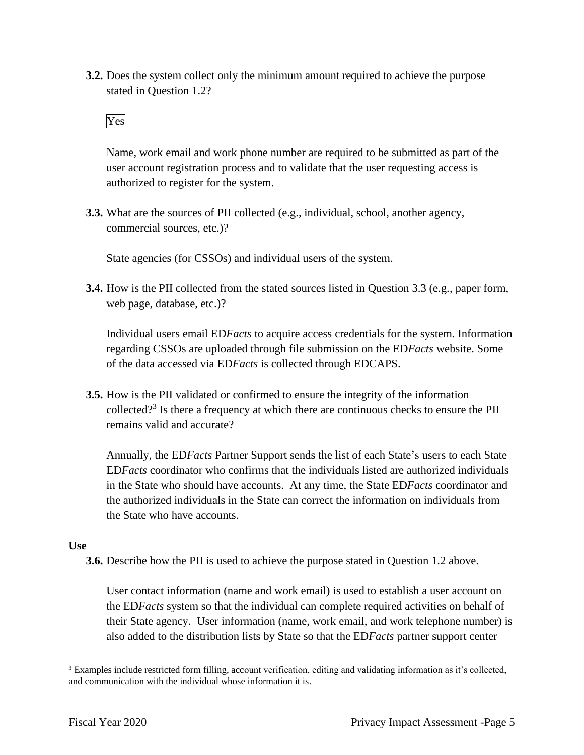**3.2.** Does the system collect only the minimum amount required to achieve the purpose stated in Question 1.2?

Yes

Name, work email and work phone number are required to be submitted as part of the user account registration process and to validate that the user requesting access is authorized to register for the system.

**3.3.** What are the sources of PII collected (e.g., individual, school, another agency, commercial sources, etc.)?

State agencies (for CSSOs) and individual users of the system.

**3.4.** How is the PII collected from the stated sources listed in Question 3.3 (e.g., paper form, web page, database, etc.)?

Individual users email ED*Facts* to acquire access credentials for the system. Information regarding CSSOs are uploaded through file submission on the ED*Facts* website. Some of the data accessed via ED*Facts* is collected through EDCAPS.

**3.5.** How is the PII validated or confirmed to ensure the integrity of the information collected?[3] Is there a frequency at which there are continuous checks to ensure the PII remains valid and accurate?

Annually, the ED*Facts* Partner Support sends the list of each State's users to each State ED*Facts* coordinator who confirms that the individuals listed are authorized individuals in the State who should have accounts. At any time, the State ED*Facts* coordinator and the authorized individuals in the State can correct the information on individuals from the State who have accounts.

**Use**

**3.6.** Describe how the PII is used to achieve the purpose stated in Question 1.2 above.

User contact information (name and work email) is used to establish a user account on the ED*Facts* system so that the individual can complete required activities on behalf of their State agency. User information (name, work email, and work telephone number) is also added to the distribution lists by State so that the ED*Facts* partner support center

[3] Examples include restricted form filling, account verification, editing and validating information as it's collected, and communication with the individual whose information it is.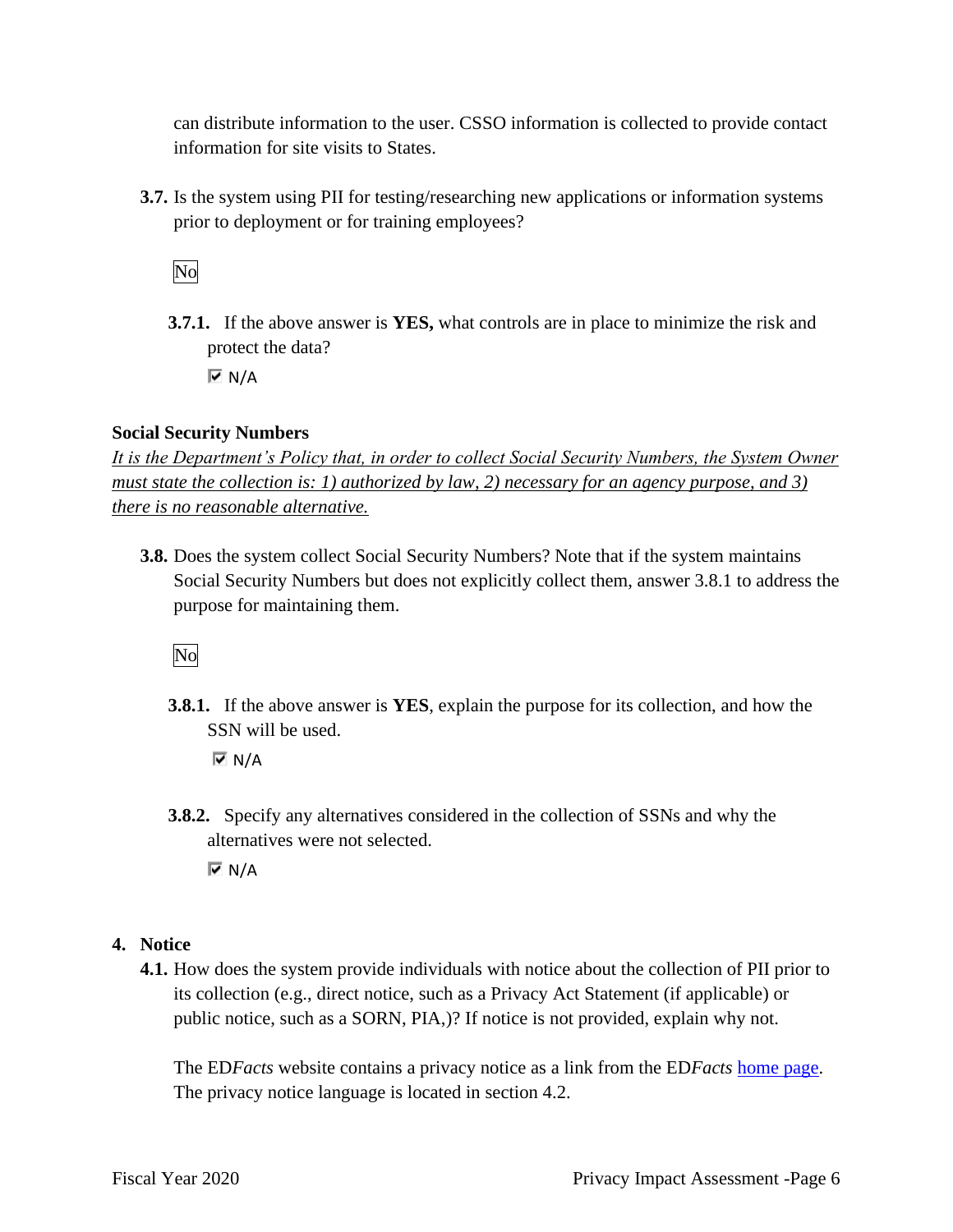can distribute information to the user. CSSO information is collected to provide contact information for site visits to States.

**3.7.** Is the system using PII for testing/researching new applications or information systems prior to deployment or for training employees?

No

**3.7.1.** If the above answer is **YES,** what controls are in place to minimize the risk and protect the data?

☑ N/A

**Social Security Numbers**

*It is the Department's Policy that, in order to collect Social Security Numbers, the System Owner must state the collection is: 1) authorized by law, 2) necessary for an agency purpose, and 3) there is no reasonable alternative.*

**3.8.** Does the system collect Social Security Numbers? Note that if the system maintains Social Security Numbers but does not explicitly collect them, answer 3.8.1 to address the purpose for maintaining them.

No

**3.8.1.** If the above answer is **YES**, explain the purpose for its collection, and how the SSN will be used.

☑ N/A

**3.8.2.** Specify any alternatives considered in the collection of SSNs and why the alternatives were not selected.

☑ N/A

## 4. Notice

**4.1.** How does the system provide individuals with notice about the collection of PII prior to its collection (e.g., direct notice, such as a Privacy Act Statement (if applicable) or public notice, such as a SORN, PIA,)? If notice is not provided, explain why not.

The ED*Facts* website contains a privacy notice as a link from the ED*Facts* home page. The privacy notice language is located in section 4.2.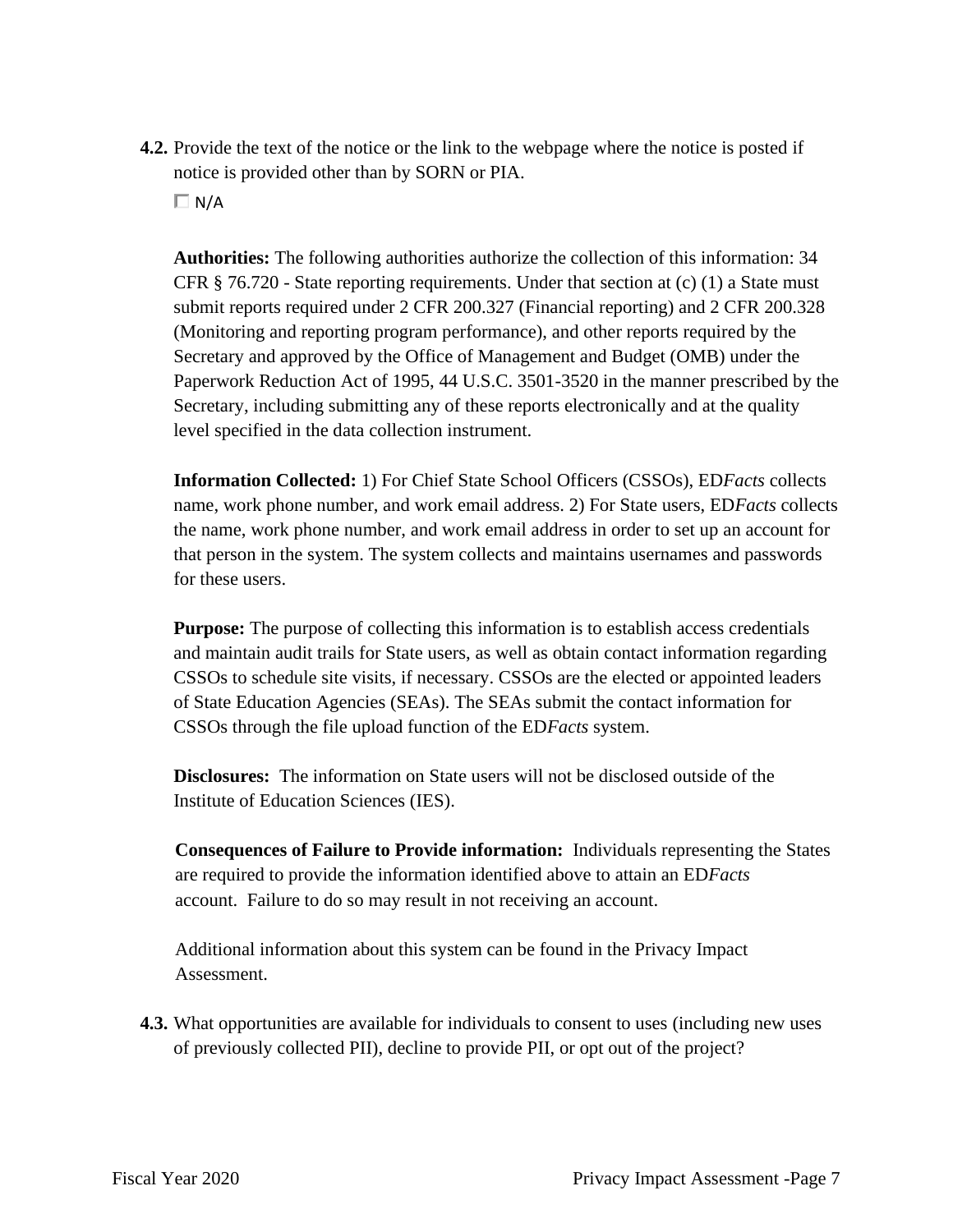**4.2.** Provide the text of the notice or the link to the webpage where the notice is posted if notice is provided other than by SORN or PIA.

☐ N/A

**Authorities:** The following authorities authorize the collection of this information: 34 CFR § 76.720 - State reporting requirements. Under that section at (c) (1) a State must submit reports required under 2 CFR 200.327 (Financial reporting) and 2 CFR 200.328 (Monitoring and reporting program performance), and other reports required by the Secretary and approved by the Office of Management and Budget (OMB) under the Paperwork Reduction Act of 1995, 44 U.S.C. 3501-3520 in the manner prescribed by the Secretary, including submitting any of these reports electronically and at the quality level specified in the data collection instrument.

**Information Collected:** 1) For Chief State School Officers (CSSOs), ED*Facts* collects name, work phone number, and work email address. 2) For State users, ED*Facts* collects the name, work phone number, and work email address in order to set up an account for that person in the system. The system collects and maintains usernames and passwords for these users.

**Purpose:** The purpose of collecting this information is to establish access credentials and maintain audit trails for State users, as well as obtain contact information regarding CSSOs to schedule site visits, if necessary. CSSOs are the elected or appointed leaders of State Education Agencies (SEAs). The SEAs submit the contact information for CSSOs through the file upload function of the ED*Facts* system.

**Disclosures:** The information on State users will not be disclosed outside of the Institute of Education Sciences (IES).

**Consequences of Failure to Provide information:** Individuals representing the States are required to provide the information identified above to attain an ED*Facts* account. Failure to do so may result in not receiving an account.

Additional information about this system can be found in the Privacy Impact Assessment.

**4.3.** What opportunities are available for individuals to consent to uses (including new uses of previously collected PII), decline to provide PII, or opt out of the project?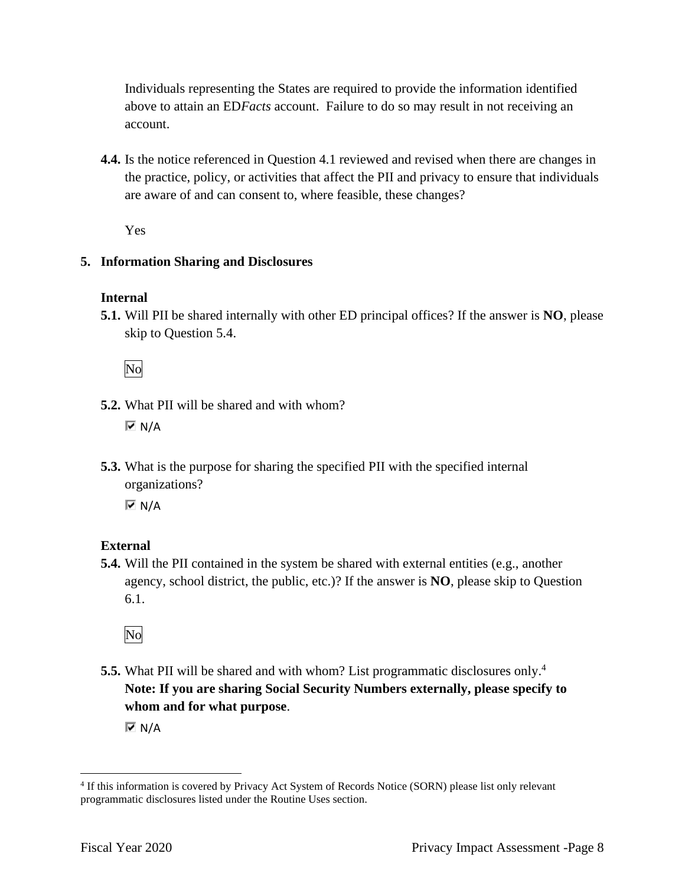Individuals representing the States are required to provide the information identified above to attain an ED*Facts* account. Failure to do so may result in not receiving an account.

**4.4.** Is the notice referenced in Question 4.1 reviewed and revised when there are changes in the practice, policy, or activities that affect the PII and privacy to ensure that individuals are aware of and can consent to, where feasible, these changes?

Yes

## 5. Information Sharing and Disclosures

### Internal

**5.1.** Will PII be shared internally with other ED principal offices? If the answer is **NO**, please skip to Question 5.4.

No

**5.2.** What PII will be shared and with whom?

☑ N/A

**5.3.** What is the purpose for sharing the specified PII with the specified internal organizations?

☑ N/A

### External

**5.4.** Will the PII contained in the system be shared with external entities (e.g., another agency, school district, the public, etc.)? If the answer is **NO**, please skip to Question 6.1.

No

**5.5.** What PII will be shared and with whom? List programmatic disclosures only.[4] **Note: If you are sharing Social Security Numbers externally, please specify to whom and for what purpose**.

☑ N/A

---

[4] If this information is covered by Privacy Act System of Records Notice (SORN) please list only relevant programmatic disclosures listed under the Routine Uses section.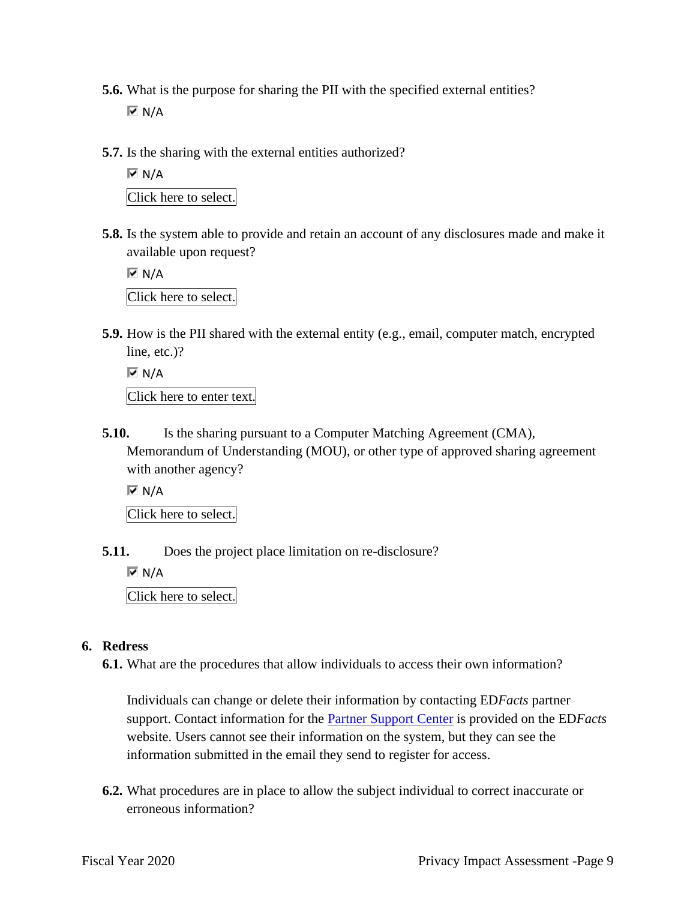**5.6.** What is the purpose for sharing the PII with the specified external entities?

☑ N/A

**5.7.** Is the sharing with the external entities authorized?

☑ N/A

Click here to select.

**5.8.** Is the system able to provide and retain an account of any disclosures made and make it available upon request?

☑ N/A

Click here to select.

**5.9.** How is the PII shared with the external entity (e.g., email, computer match, encrypted line, etc.)?

☑ N/A

Click here to enter text.

**5.10.** Is the sharing pursuant to a Computer Matching Agreement (CMA), Memorandum of Understanding (MOU), or other type of approved sharing agreement with another agency?

☑ N/A

Click here to select.

**5.11.** Does the project place limitation on re-disclosure?

☑ N/A

Click here to select.

## 6. Redress

**6.1.** What are the procedures that allow individuals to access their own information?

Individuals can change or delete their information by contacting ED*Facts* partner support. Contact information for the Partner Support Center is provided on the ED*Facts* website. Users cannot see their information on the system, but they can see the information submitted in the email they send to register for access.

**6.2.** What procedures are in place to allow the subject individual to correct inaccurate or erroneous information?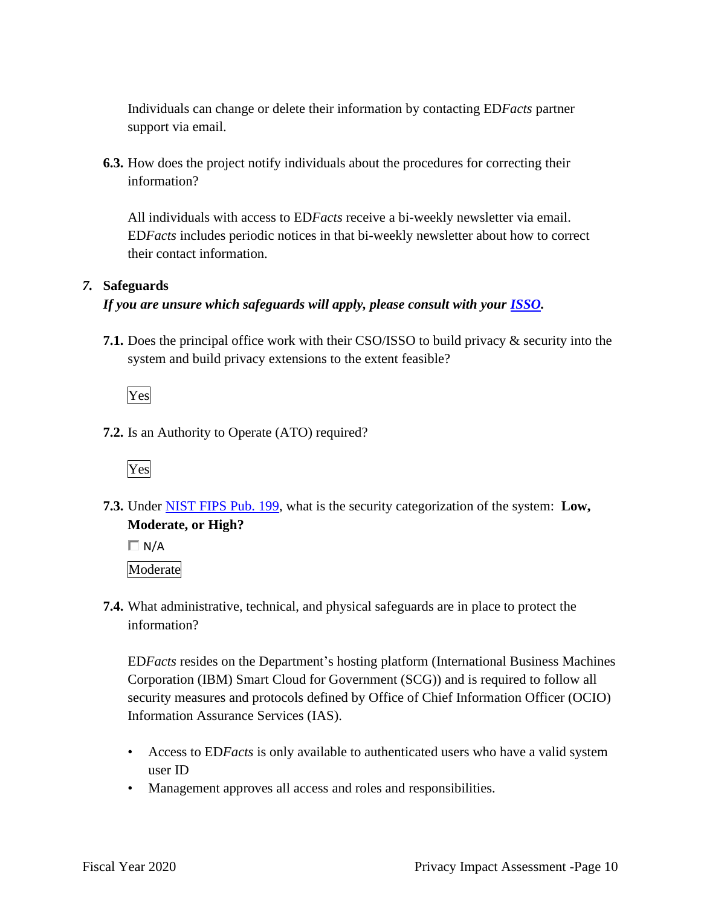Individuals can change or delete their information by contacting ED*Facts* partner support via email.

**6.3.** How does the project notify individuals about the procedures for correcting their information?

All individuals with access to ED*Facts* receive a bi-weekly newsletter via email. ED*Facts* includes periodic notices in that bi-weekly newsletter about how to correct their contact information.

## *7.* Safeguards

***If you are unsure which safeguards will apply, please consult with your [ISSO](#).***

**7.1.** Does the principal office work with their CSO/ISSO to build privacy & security into the system and build privacy extensions to the extent feasible?

Yes

**7.2.** Is an Authority to Operate (ATO) required?

Yes

**7.3.** Under [NIST FIPS Pub. 199](#), what is the security categorization of the system: **Low, Moderate, or High?**

☐ N/A

Moderate

**7.4.** What administrative, technical, and physical safeguards are in place to protect the information?

ED*Facts* resides on the Department's hosting platform (International Business Machines Corporation (IBM) Smart Cloud for Government (SCG)) and is required to follow all security measures and protocols defined by Office of Chief Information Officer (OCIO) Information Assurance Services (IAS).

- Access to ED*Facts* is only available to authenticated users who have a valid system user ID
- Management approves all access and roles and responsibilities.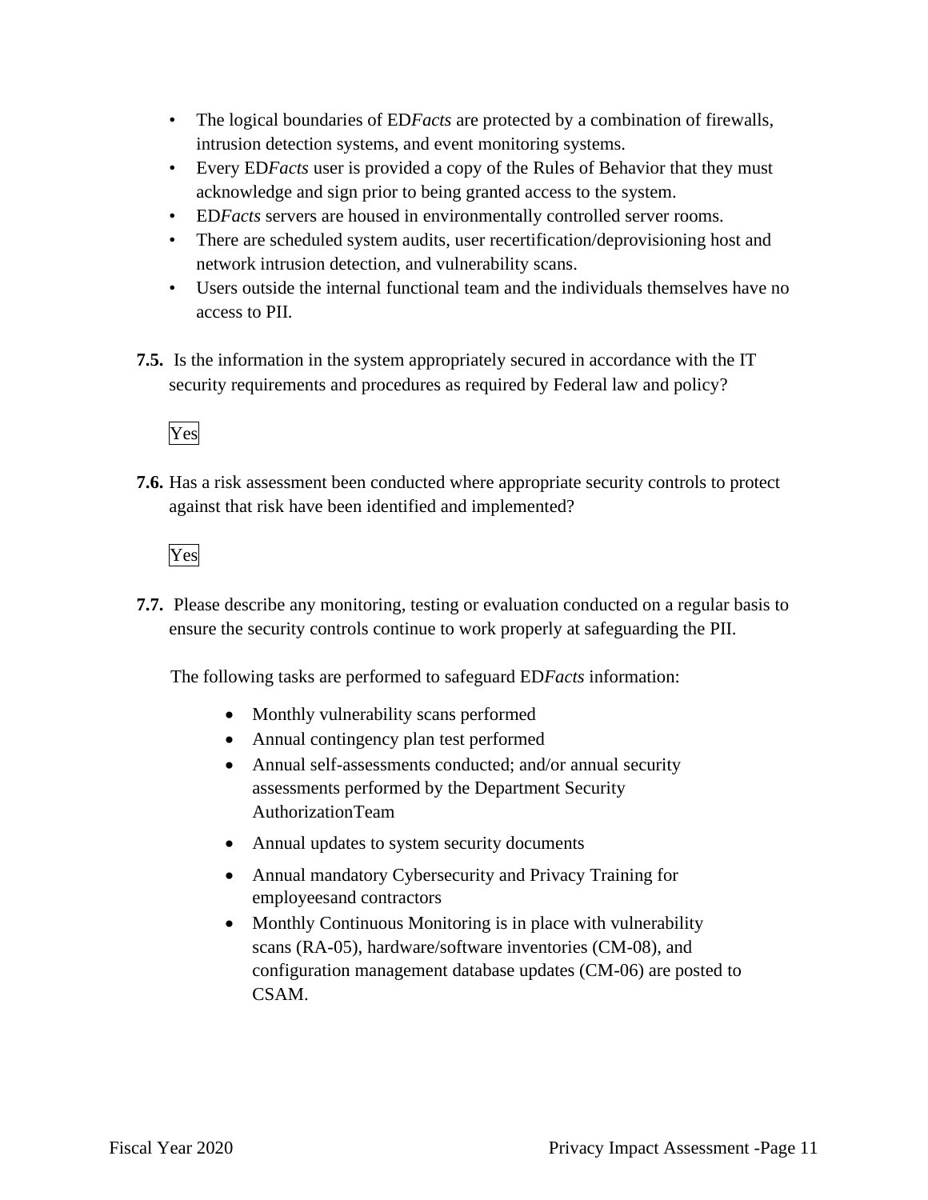- The logical boundaries of ED*Facts* are protected by a combination of firewalls, intrusion detection systems, and event monitoring systems.
- Every ED*Facts* user is provided a copy of the Rules of Behavior that they must acknowledge and sign prior to being granted access to the system.
- ED*Facts* servers are housed in environmentally controlled server rooms.
- There are scheduled system audits, user recertification/deprovisioning host and network intrusion detection, and vulnerability scans.
- Users outside the internal functional team and the individuals themselves have no access to PII.

**7.5.** Is the information in the system appropriately secured in accordance with the IT security requirements and procedures as required by Federal law and policy?

Yes

**7.6.** Has a risk assessment been conducted where appropriate security controls to protect against that risk have been identified and implemented?

Yes

**7.7.** Please describe any monitoring, testing or evaluation conducted on a regular basis to ensure the security controls continue to work properly at safeguarding the PII.

The following tasks are performed to safeguard ED*Facts* information:

- Monthly vulnerability scans performed
- Annual contingency plan test performed
- Annual self-assessments conducted; and/or annual security assessments performed by the Department Security AuthorizationTeam
- Annual updates to system security documents
- Annual mandatory Cybersecurity and Privacy Training for employeesand contractors
- Monthly Continuous Monitoring is in place with vulnerability scans (RA-05), hardware/software inventories (CM-08), and configuration management database updates (CM-06) are posted to CSAM.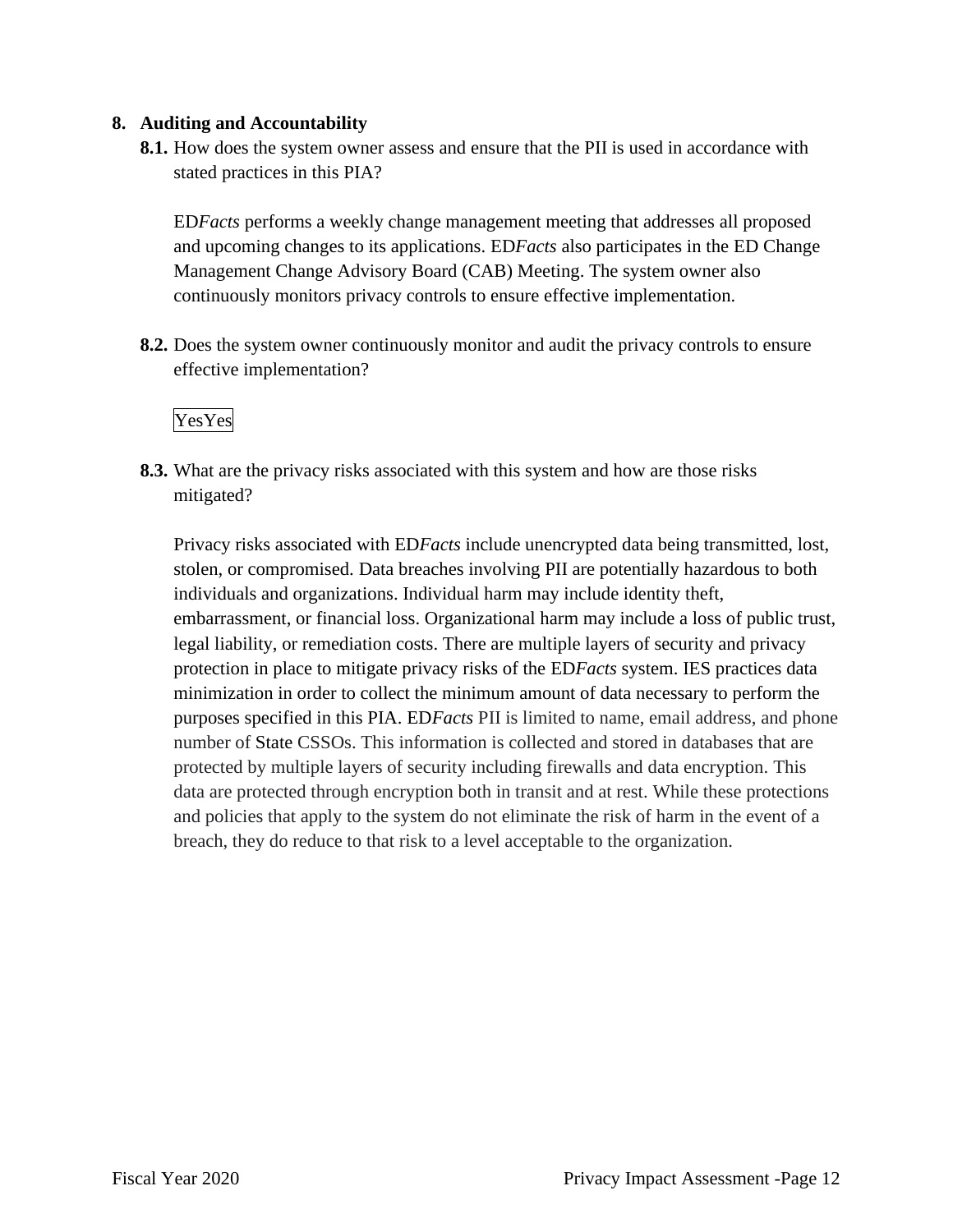8. **Auditing and Accountability**

**8.1.** How does the system owner assess and ensure that the PII is used in accordance with stated practices in this PIA?

ED*Facts* performs a weekly change management meeting that addresses all proposed and upcoming changes to its applications. ED*Facts* also participates in the ED Change Management Change Advisory Board (CAB) Meeting. The system owner also continuously monitors privacy controls to ensure effective implementation.

**8.2.** Does the system owner continuously monitor and audit the privacy controls to ensure effective implementation?

YesYes

**8.3.** What are the privacy risks associated with this system and how are those risks mitigated?

Privacy risks associated with ED*Facts* include unencrypted data being transmitted, lost, stolen, or compromised. Data breaches involving PII are potentially hazardous to both individuals and organizations. Individual harm may include identity theft, embarrassment, or financial loss. Organizational harm may include a loss of public trust, legal liability, or remediation costs. There are multiple layers of security and privacy protection in place to mitigate privacy risks of the ED*Facts* system. IES practices data minimization in order to collect the minimum amount of data necessary to perform the purposes specified in this PIA. ED*Facts* PII is limited to name, email address, and phone number of State CSSOs. This information is collected and stored in databases that are protected by multiple layers of security including firewalls and data encryption. This data are protected through encryption both in transit and at rest. While these protections and policies that apply to the system do not eliminate the risk of harm in the event of a breach, they do reduce to that risk to a level acceptable to the organization.